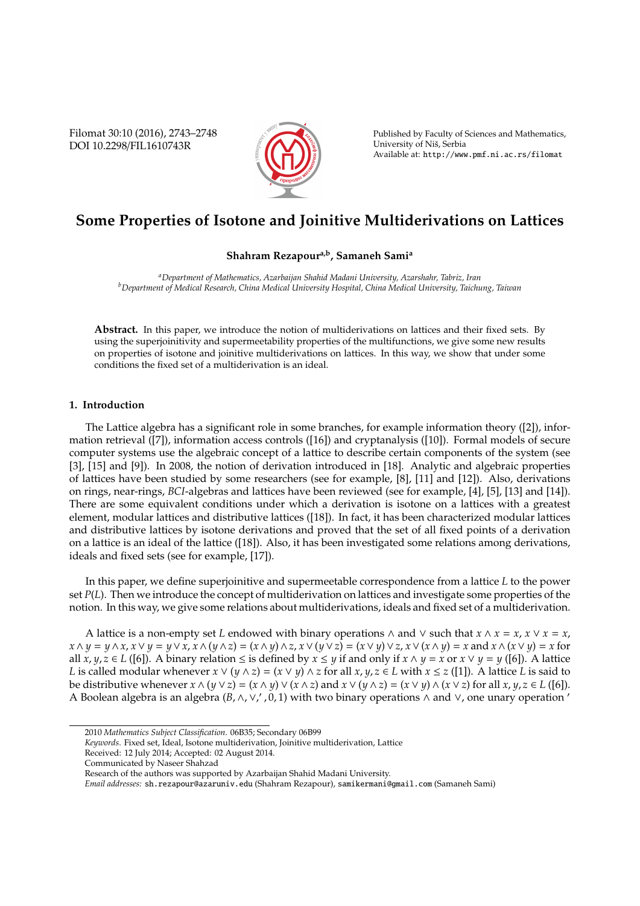# Some Properties of Isotone and Joinitive Multiderivations on Lattices

**Shahram Rezapour[a,b], Samaneh Sami[a]**

[a] *Department of Mathematics, Azarbaijan Shahid Madani University, Azarshahr, Tabriz, Iran*
[b] *Department of Medical Research, China Medical University Hospital, China Medical University, Taichung, Taiwan*

**Abstract.** In this paper, we introduce the notion of multiderivations on lattices and their fixed sets. By using the superjoinitivity and supermeetability properties of the multifunctions, we give some new results on properties of isotone and joinitive multiderivations on lattices. In this way, we show that under some conditions the fixed set of a multiderivation is an ideal.

## 1. Introduction

The Lattice algebra has a significant role in some branches, for example information theory ([2]), information retrieval ([7]), information access controls ([16]) and cryptanalysis ([10]). Formal models of secure computer systems use the algebraic concept of a lattice to describe certain components of the system (see [3], [15] and [9]). In 2008, the notion of derivation introduced in [18]. Analytic and algebraic properties of lattices have been studied by some researchers (see for example, [8], [11] and [12]). Also, derivations on rings, near-rings, $BCI$-algebras and lattices have been reviewed (see for example, [4], [5], [13] and [14]). There are some equivalent conditions under which a derivation is isotone on a lattices with a greatest element, modular lattices and distributive lattices ([18]). In fact, it has been characterized modular lattices and distributive lattices by isotone derivations and proved that the set of all fixed points of a derivation on a lattice is an ideal of the lattice ([18]). Also, it has been investigated some relations among derivations, ideals and fixed sets (see for example, [17]).

In this paper, we define superjoinitive and supermeetable correspondence from a lattice $L$ to the power set $P(L)$. Then we introduce the concept of multiderivation on lattices and investigate some properties of the notion. In this way, we give some relations about multiderivations, ideals and fixed set of a multiderivation.

A lattice is a non-empty set $L$ endowed with binary operations $\wedge$ and $\vee$ such that $x \wedge x = x$, $x \vee x = x$, $x \wedge y = y \wedge x$, $x \vee y = y \vee x$, $x \wedge (y \wedge z) = (x \wedge y) \wedge z$, $x \vee (y \vee z) = (x \vee y) \vee z$, $x \vee (x \wedge y) = x$ and $x \wedge (x \vee y) = x$ for all $x, y, z \in L$ ([6]). A binary relation $\leq$ is defined by $x \leq y$ if and only if $x \wedge y = x$ or $x \vee y = y$ ([6]). A lattice $L$ is called modular whenever $x \vee (y \wedge z) = (x \vee y) \wedge z$ for all $x, y, z \in L$ with $x \leq z$ ([1]). A lattice $L$ is said to be distributive whenever $x \wedge (y \vee z) = (x \wedge y) \vee (x \wedge z)$ and $x \vee (y \wedge z) = (x \vee y) \wedge (x \vee z)$ for all $x, y, z \in L$ ([6]). A Boolean algebra is an algebra $(B, \wedge, \vee, ', 0, 1)$ with two binary operations $\wedge$ and $\vee$, one unary operation $'$

2010 *Mathematics Subject Classification*. 06B35; Secondary 06B99
*Keywords*. Fixed set, Ideal, Isotone multiderivation, Joinitive multiderivation, Lattice
Received: 12 July 2014; Accepted: 02 August 2014.
Communicated by Naseer Shahzad
Research of the authors was supported by Azarbaijan Shahid Madani University.
*Email addresses:* sh.rezapour@azaruniv.edu (Shahram Rezapour), samikermani@gmail.com (Samaneh Sami)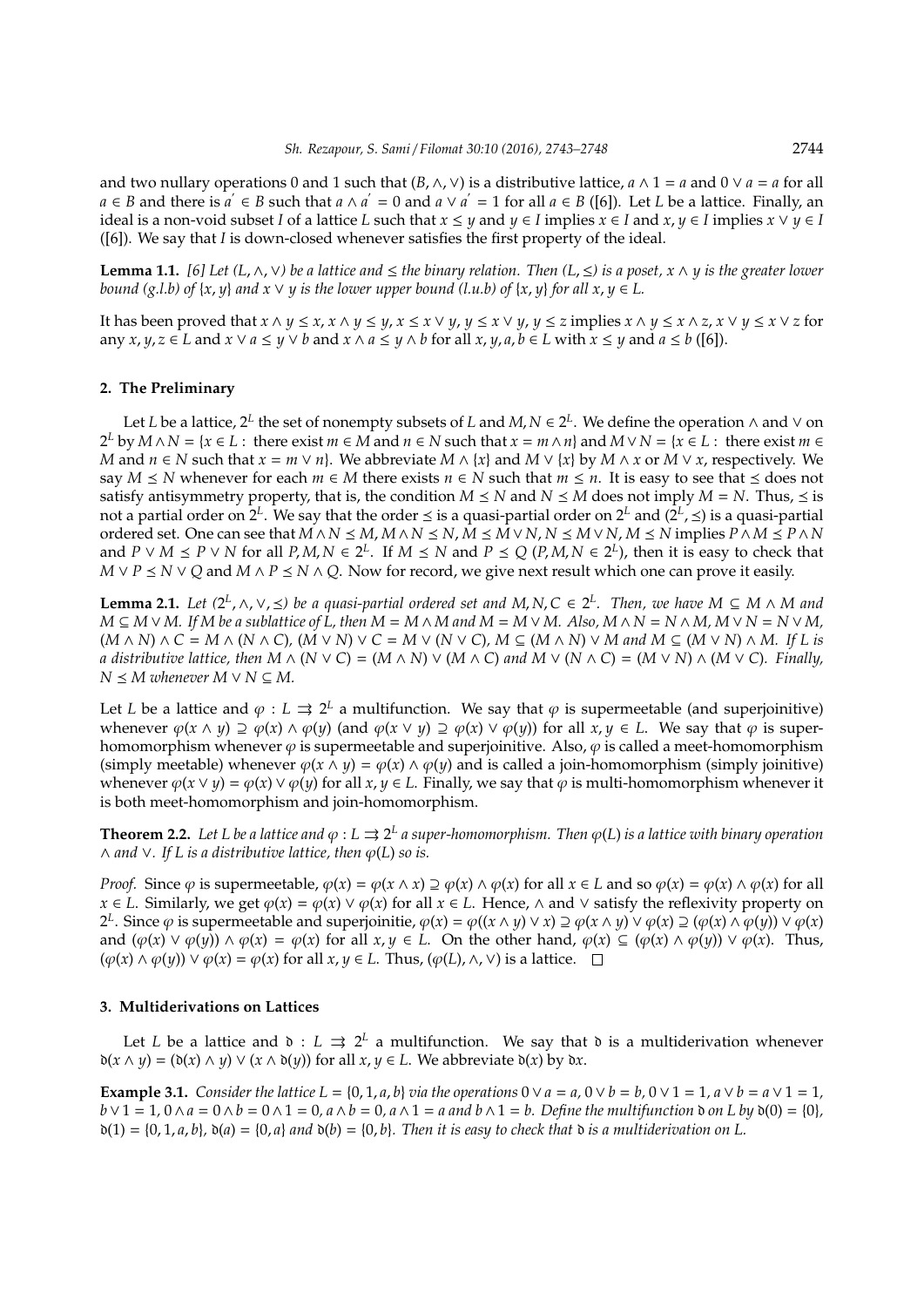and two nullary operations 0 and 1 such that $(B, \wedge, \vee)$ is a distributive lattice, $a \wedge 1 = a$ and $0 \vee a = a$ for all $a \in B$ and there is $a' \in B$ such that $a \wedge a' = 0$ and $a \vee a' = 1$ for all $a \in B$ ([6]). Let $L$ be a lattice. Finally, an ideal is a non-void subset $I$ of a lattice $L$ such that $x \leq y$ and $y \in I$ implies $x \in I$ and $x, y \in I$ implies $x \vee y \in I$ ([6]). We say that $I$ is down-closed whenever satisfies the first property of the ideal.

**Lemma 1.1.** *[6] Let $(L, \wedge, \vee)$ be a lattice and $\leq$ the binary relation. Then $(L, \leq)$ is a poset, $x \wedge y$ is the greater lower bound (g.l.b) of $\{x, y\}$ and $x \vee y$ is the lower upper bound (l.u.b) of $\{x, y\}$ for all $x, y \in L$.*

It has been proved that $x \wedge y \leq x$, $x \wedge y \leq y$, $x \leq x \vee y$, $y \leq x \vee y$, $y \leq z$ implies $x \wedge y \leq x \wedge z$, $x \vee y \leq x \vee z$ for any $x, y, z \in L$ and $x \vee a \leq y \vee b$ and $x \wedge a \leq y \wedge b$ for all $x, y, a, b \in L$ with $x \leq y$ and $a \leq b$ ([6]).

## 2. The Preliminary

Let $L$ be a lattice, $2^L$ the set of nonempty subsets of $L$ and $M, N \in 2^L$. We define the operation $\wedge$ and $\vee$ on $2^L$ by $M \wedge N = \{x \in L :$ there exist $m \in M$ and $n \in N$ such that $x = m \wedge n\}$ and $M \vee N = \{x \in L :$ there exist $m \in M$ and $n \in N$ such that $x = m \vee n\}$. We abbreviate $M \wedge \{x\}$ and $M \vee \{x\}$ by $M \wedge x$ or $M \vee x$, respectively. We say $M \preceq N$ whenever for each $m \in M$ there exists $n \in N$ such that $m \leq n$. It is easy to see that $\preceq$ does not satisfy antisymmetry property, that is, the condition $M \preceq N$ and $N \preceq M$ does not imply $M = N$. Thus, $\preceq$ is not a partial order on $2^L$. We say that the order $\preceq$ is a quasi-partial order on $2^L$ and $(2^L, \preceq)$ is a quasi-partial ordered set. One can see that $M \wedge N \preceq M$, $M \wedge N \preceq N$, $M \preceq M \vee N$, $N \preceq M \vee N$, $M \preceq N$ implies $P \wedge M \preceq P \wedge N$ and $P \vee M \preceq P \vee N$ for all $P, M, N \in 2^L$. If $M \preceq N$ and $P \preceq Q$ $(P, M, N \in 2^L)$, then it is easy to check that $M \vee P \preceq N \vee Q$ and $M \wedge P \preceq N \wedge Q$. Now for record, we give next result which one can prove it easily.

**Lemma 2.1.** *Let $(2^L, \wedge, \vee, \preceq)$ be a quasi-partial ordered set and $M, N, C \in 2^L$. Then, we have $M \subseteq M \wedge M$ and $M \subseteq M \vee M$. If $M$ be a sublattice of $L$, then $M = M \wedge M$ and $M = M \vee M$. Also, $M \wedge N = N \wedge M$, $M \vee N = N \vee M$, $(M \wedge N) \wedge C = M \wedge (N \wedge C)$, $(M \vee N) \vee C = M \vee (N \vee C)$, $M \subseteq (M \wedge N) \vee M$ and $M \subseteq (M \vee N) \wedge M$. If $L$ is a distributive lattice, then $M \wedge (N \vee C) = (M \wedge N) \vee (M \wedge C)$ and $M \vee (N \wedge C) = (M \vee N) \wedge (M \vee C)$. Finally, $N \preceq M$ whenever $M \vee N \subseteq M$.*

Let $L$ be a lattice and $\varphi : L \rightrightarrows 2^L$ a multifunction. We say that $\varphi$ is supermeetable (and superjoinitive) whenever $\varphi(x \wedge y) \supseteq \varphi(x) \wedge \varphi(y)$ (and $\varphi(x \vee y) \supseteq \varphi(x) \vee \varphi(y)$) for all $x, y \in L$. We say that $\varphi$ is super-homomorphism whenever $\varphi$ is supermeetable and superjoinitive. Also, $\varphi$ is called a meet-homomorphism (simply meetable) whenever $\varphi(x \wedge y) = \varphi(x) \wedge \varphi(y)$ and is called a join-homomorphism (simply joinitive) whenever $\varphi(x \vee y) = \varphi(x) \vee \varphi(y)$ for all $x, y \in L$. Finally, we say that $\varphi$ is multi-homomorphism whenever it is both meet-homomorphism and join-homomorphism.

**Theorem 2.2.** *Let $L$ be a lattice and $\varphi : L \rightrightarrows 2^L$ a super-homomorphism. Then $\varphi(L)$ is a lattice with binary operation $\wedge$ and $\vee$. If $L$ is a distributive lattice, then $\varphi(L)$ so is.*

*Proof.* Since $\varphi$ is supermeetable, $\varphi(x) = \varphi(x \wedge x) \supseteq \varphi(x) \wedge \varphi(x)$ for all $x \in L$ and so $\varphi(x) = \varphi(x) \wedge \varphi(x)$ for all $x \in L$. Similarly, we get $\varphi(x) = \varphi(x) \vee \varphi(x)$ for all $x \in L$. Hence, $\wedge$ and $\vee$ satisfy the reflexivity property on $2^L$. Since $\varphi$ is supermeetable and superjoinitie, $\varphi(x) = \varphi((x \wedge y) \vee x) \supseteq \varphi(x \wedge y) \vee \varphi(x) \supseteq (\varphi(x) \wedge \varphi(y)) \vee \varphi(x)$ and $(\varphi(x) \vee \varphi(y)) \wedge \varphi(x) = \varphi(x)$ for all $x, y \in L$. On the other hand, $\varphi(x) \subseteq (\varphi(x) \wedge \varphi(y)) \vee \varphi(x)$. Thus, $(\varphi(x) \wedge \varphi(y)) \vee \varphi(x) = \varphi(x)$ for all $x, y \in L$. Thus, $(\varphi(L), \wedge, \vee)$ is a lattice. $\square$

## 3. Multiderivations on Lattices

Let $L$ be a lattice and $\mathfrak{d} : L \rightrightarrows 2^L$ a multifunction. We say that $\mathfrak{d}$ is a multiderivation whenever $\mathfrak{d}(x \wedge y) = (\mathfrak{d}(x) \wedge y) \vee (x \wedge \mathfrak{d}(y))$ for all $x, y \in L$. We abbreviate $\mathfrak{d}(x)$ by $\mathfrak{d}x$.

**Example 3.1.** *Consider the lattice $L = \{0, 1, a, b\}$ via the operations $0 \vee a = a$, $0 \vee b = b$, $0 \vee 1 = 1$, $a \vee b = a \vee 1 = 1$, $b \vee 1 = 1$, $0 \wedge a = 0 \wedge b = 0 \wedge 1 = 0$, $a \wedge b = 0$, $a \wedge 1 = a$ and $b \wedge 1 = b$. Define the multifunction $\mathfrak{d}$ on $L$ by $\mathfrak{d}(0) = \{0\}$, $\mathfrak{d}(1) = \{0, 1, a, b\}$, $\mathfrak{d}(a) = \{0, a\}$ and $\mathfrak{d}(b) = \{0, b\}$. Then it is easy to check that $\mathfrak{d}$ is a multiderivation on $L$.*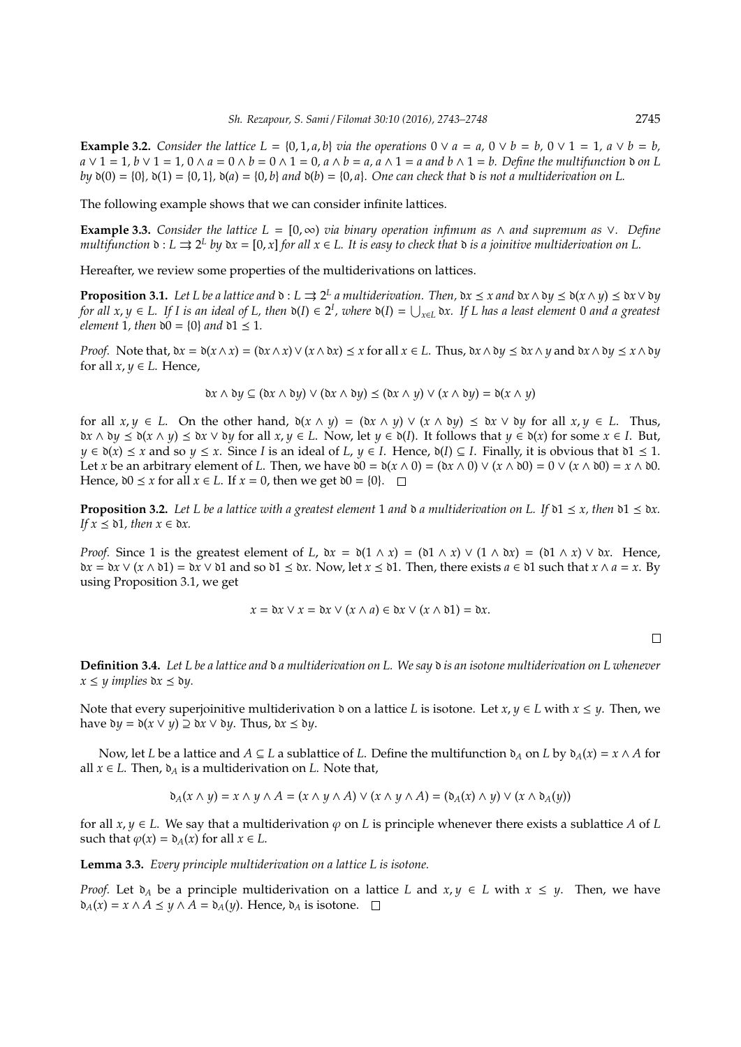**Example 3.2.** *Consider the lattice $L = \{0, 1, a, b\}$ via the operations $0 \vee a = a$, $0 \vee b = b$, $0 \vee 1 = 1$, $a \vee b = b$, $a \vee 1 = 1$, $b \vee 1 = 1$, $0 \wedge a = 0 \wedge b = 0 \wedge 1 = 0$, $a \wedge b = a$, $a \wedge 1 = a$ and $b \wedge 1 = b$. Define the multifunction $\mathfrak{d}$ on $L$ by $\mathfrak{d}(0) = \{0\}$, $\mathfrak{d}(1) = \{0, 1\}$, $\mathfrak{d}(a) = \{0, b\}$ and $\mathfrak{d}(b) = \{0, a\}$. One can check that $\mathfrak{d}$ is not a multiderivation on $L$.*

The following example shows that we can consider infinite lattices.

**Example 3.3.** *Consider the lattice $L = [0, \infty)$ via binary operation infimum as $\wedge$ and supremum as $\vee$. Define multifunction $\mathfrak{d} : L \rightrightarrows 2^L$ by $\mathfrak{d}x = [0, x]$ for all $x \in L$. It is easy to check that $\mathfrak{d}$ is a joinitive multiderivation on $L$.*

Hereafter, we review some properties of the multiderivations on lattices.

**Proposition 3.1.** *Let $L$ be a lattice and $\mathfrak{d} : L \rightrightarrows 2^L$ a multiderivation. Then, $\mathfrak{d}x \preceq x$ and $\mathfrak{d}x \wedge \mathfrak{d}y \preceq \mathfrak{d}(x \wedge y) \preceq \mathfrak{d}x \vee \mathfrak{d}y$ for all $x, y \in L$. If $I$ is an ideal of $L$, then $\mathfrak{d}(I) \in 2^I$, where $\mathfrak{d}(I) = \bigcup_{x \in L} \mathfrak{d}x$. If $L$ has a least element $0$ and a greatest element $1$, then $\mathfrak{d}0 = \{0\}$ and $\mathfrak{d}1 \preceq 1$.*

*Proof.* Note that, $\mathfrak{d}x = \mathfrak{d}(x \wedge x) = (\mathfrak{d}x \wedge x) \vee (x \wedge \mathfrak{d}x) \preceq x$ for all $x \in L$. Thus, $\mathfrak{d}x \wedge \mathfrak{d}y \preceq \mathfrak{d}x \wedge y$ and $\mathfrak{d}x \wedge \mathfrak{d}y \preceq x \wedge \mathfrak{d}y$ for all $x, y \in L$. Hence,

$$\mathfrak{d}x \wedge \mathfrak{d}y \subseteq (\mathfrak{d}x \wedge \mathfrak{d}y) \vee (\mathfrak{d}x \wedge \mathfrak{d}y) \preceq (\mathfrak{d}x \wedge y) \vee (x \wedge \mathfrak{d}y) = \mathfrak{d}(x \wedge y)$$

for all $x, y \in L$. On the other hand, $\mathfrak{d}(x \wedge y) = (\mathfrak{d}x \wedge y) \vee (x \wedge \mathfrak{d}y) \preceq \mathfrak{d}x \vee \mathfrak{d}y$ for all $x, y \in L$. Thus, $\mathfrak{d}x \wedge \mathfrak{d}y \preceq \mathfrak{d}(x \wedge y) \preceq \mathfrak{d}x \vee \mathfrak{d}y$ for all $x, y \in L$. Now, let $y \in \mathfrak{d}(I)$. It follows that $y \in \mathfrak{d}(x)$ for some $x \in I$. But, $y \in \mathfrak{d}(x) \preceq x$ and so $y \leq x$. Since $I$ is an ideal of $L$, $y \in I$. Hence, $\mathfrak{d}(I) \subseteq I$. Finally, it is obvious that $\mathfrak{d}1 \preceq 1$. Let $x$ be an arbitrary element of $L$. Then, we have $\mathfrak{d}0 = \mathfrak{d}(x \wedge 0) = (\mathfrak{d}x \wedge 0) \vee (x \wedge \mathfrak{d}0) = 0 \vee (x \wedge \mathfrak{d}0) = x \wedge \mathfrak{d}0$. Hence, $\mathfrak{d}0 \preceq x$ for all $x \in L$. If $x = 0$, then we get $\mathfrak{d}0 = \{0\}$. $\square$

**Proposition 3.2.** *Let $L$ be a lattice with a greatest element $1$ and $\mathfrak{d}$ a multiderivation on $L$. If $\mathfrak{d}1 \preceq x$, then $\mathfrak{d}1 \preceq \mathfrak{d}x$. If $x \preceq \mathfrak{d}1$, then $x \in \mathfrak{d}x$.*

*Proof.* Since $1$ is the greatest element of $L$, $\mathfrak{d}x = \mathfrak{d}(1 \wedge x) = (\mathfrak{d}1 \wedge x) \vee (1 \wedge \mathfrak{d}x) = (\mathfrak{d}1 \wedge x) \vee \mathfrak{d}x$. Hence, $\mathfrak{d}x = \mathfrak{d}x \vee (x \wedge \mathfrak{d}1) = \mathfrak{d}x \vee \mathfrak{d}1$ and so $\mathfrak{d}1 \preceq \mathfrak{d}x$. Now, let $x \preceq \mathfrak{d}1$. Then, there exists $a \in \mathfrak{d}1$ such that $x \wedge a = x$. By using Proposition 3.1, we get

$$x = \mathfrak{d}x \vee x = \mathfrak{d}x \vee (x \wedge a) \in \mathfrak{d}x \vee (x \wedge \mathfrak{d}1) = \mathfrak{d}x.$$

$\square$

**Definition 3.4.** *Let $L$ be a lattice and $\mathfrak{d}$ a multiderivation on $L$. We say $\mathfrak{d}$ is an isotone multiderivation on $L$ whenever $x \leq y$ implies $\mathfrak{d}x \preceq \mathfrak{d}y$.*

Note that every superjoinitive multiderivation $\mathfrak{d}$ on a lattice $L$ is isotone. Let $x, y \in L$ with $x \leq y$. Then, we have $\mathfrak{d}y = \mathfrak{d}(x \vee y) \supseteq \mathfrak{d}x \vee \mathfrak{d}y$. Thus, $\mathfrak{d}x \preceq \mathfrak{d}y$.

Now, let $L$ be a lattice and $A \subseteq L$ a sublattice of $L$. Define the multifunction $\mathfrak{d}_A$ on $L$ by $\mathfrak{d}_A(x) = x \wedge A$ for all $x \in L$. Then, $\mathfrak{d}_A$ is a multiderivation on $L$. Note that,

$$\mathfrak{d}_A(x \wedge y) = x \wedge y \wedge A = (x \wedge y \wedge A) \vee (x \wedge y \wedge A) = (\mathfrak{d}_A(x) \wedge y) \vee (x \wedge \mathfrak{d}_A(y))$$

for all $x, y \in L$. We say that a multiderivation $\varphi$ on $L$ is principle whenever there exists a sublattice $A$ of $L$ such that $\varphi(x) = \mathfrak{d}_A(x)$ for all $x \in L$.

**Lemma 3.3.** *Every principle multiderivation on a lattice $L$ is isotone.*

*Proof.* Let $\mathfrak{d}_A$ be a principle multiderivation on a lattice $L$ and $x, y \in L$ with $x \leq y$. Then, we have $\mathfrak{d}_A(x) = x \wedge A \preceq y \wedge A = \mathfrak{d}_A(y)$. Hence, $\mathfrak{d}_A$ is isotone. $\square$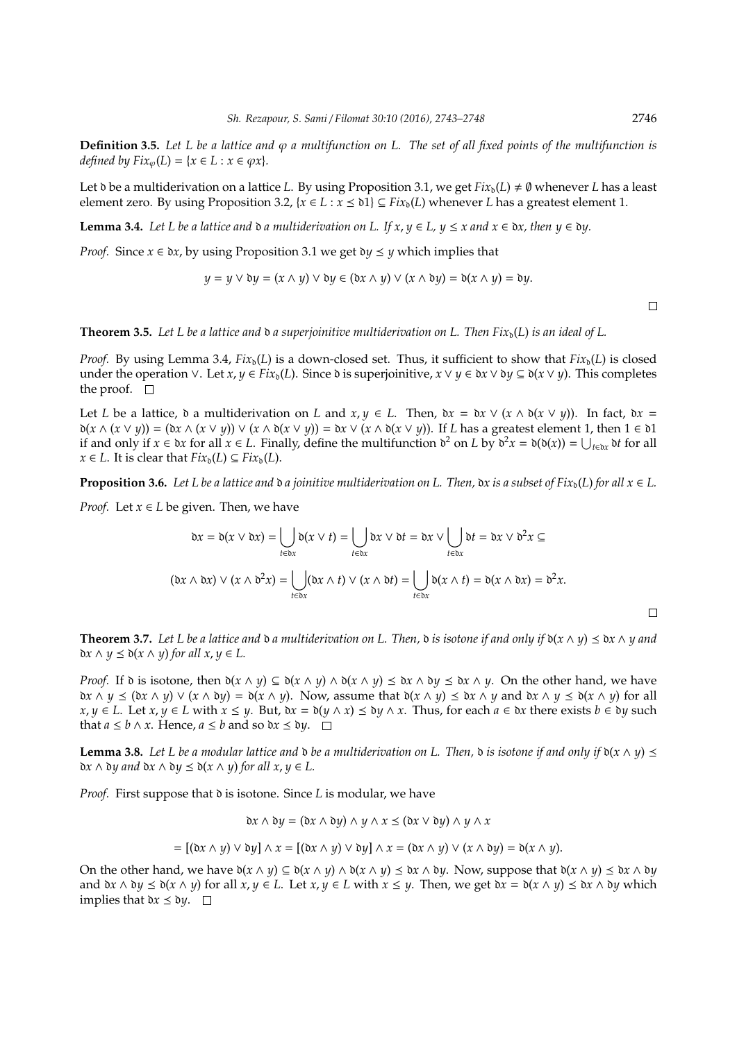**Definition 3.5.** *Let $L$ be a lattice and $\varphi$ a multifunction on $L$. The set of all fixed points of the multifunction is defined by $Fix_\varphi(L) = \{x \in L : x \in \varphi x\}$.*

Let $\mathfrak{d}$ be a multiderivation on a lattice $L$. By using Proposition 3.1, we get $Fix_\mathfrak{d}(L) \neq \emptyset$ whenever $L$ has a least element zero. By using Proposition 3.2, $\{x \in L : x \preceq \mathfrak{d}1\} \subseteq Fix_\mathfrak{d}(L)$ whenever $L$ has a greatest element 1.

**Lemma 3.4.** *Let $L$ be a lattice and $\mathfrak{d}$ a multiderivation on $L$. If $x, y \in L$, $y \leq x$ and $x \in \mathfrak{d}x$, then $y \in \mathfrak{d}y$.*

*Proof.* Since $x \in \mathfrak{d}x$, by using Proposition 3.1 we get $\mathfrak{d}y \preceq y$ which implies that

$$y = y \vee \mathfrak{d}y = (x \wedge y) \vee \mathfrak{d}y \in (\mathfrak{d}x \wedge y) \vee (x \wedge \mathfrak{d}y) = \mathfrak{d}(x \wedge y) = \mathfrak{d}y.$$

□

**Theorem 3.5.** *Let $L$ be a lattice and $\mathfrak{d}$ a superjoinitive multiderivation on $L$. Then $Fix_\mathfrak{d}(L)$ is an ideal of $L$.*

*Proof.* By using Lemma 3.4, $Fix_\mathfrak{d}(L)$ is a down-closed set. Thus, it sufficient to show that $Fix_\mathfrak{d}(L)$ is closed under the operation $\vee$. Let $x, y \in Fix_\mathfrak{d}(L)$. Since $\mathfrak{d}$ is superjoinitive, $x \vee y \in \mathfrak{d}x \vee \mathfrak{d}y \subseteq \mathfrak{d}(x \vee y)$. This completes the proof. □

Let $L$ be a lattice, $\mathfrak{d}$ a multiderivation on $L$ and $x, y \in L$. Then, $\mathfrak{d}x = \mathfrak{d}x \vee (x \wedge \mathfrak{d}(x \vee y))$. In fact, $\mathfrak{d}x = \mathfrak{d}(x \wedge (x \vee y)) = (\mathfrak{d}x \wedge (x \vee y)) \vee (x \wedge \mathfrak{d}(x \vee y)) = \mathfrak{d}x \vee (x \wedge \mathfrak{d}(x \vee y))$. If $L$ has a greatest element 1, then $1 \in \mathfrak{d}1$ if and only if $x \in \mathfrak{d}x$ for all $x \in L$. Finally, define the multifunction $\mathfrak{d}^2$ on $L$ by $\mathfrak{d}^2 x = \mathfrak{d}(\mathfrak{d}(x)) = \bigcup_{t \in \mathfrak{d}x} \mathfrak{d}t$ for all $x \in L$. It is clear that $Fix_\mathfrak{d}(L) \subseteq Fix_\mathfrak{d}(L)$.

**Proposition 3.6.** *Let $L$ be a lattice and $\mathfrak{d}$ a joinitive multiderivation on $L$. Then, $\mathfrak{d}x$ is a subset of $Fix_\mathfrak{d}(L)$ for all $x \in L$.*

*Proof.* Let $x \in L$ be given. Then, we have

$$\mathfrak{d}x = \mathfrak{d}(x \vee \mathfrak{d}x) = \bigcup_{t \in \mathfrak{d}x} \mathfrak{d}(x \vee t) = \bigcup_{t \in \mathfrak{d}x} \mathfrak{d}x \vee \mathfrak{d}t = \mathfrak{d}x \vee \bigcup_{t \in \mathfrak{d}x} \mathfrak{d}t = \mathfrak{d}x \vee \mathfrak{d}^2 x \subseteq$$

$$(\mathfrak{d}x \wedge \mathfrak{d}x) \vee (x \wedge \mathfrak{d}^2 x) = \bigcup_{t \in \mathfrak{d}x} (\mathfrak{d}x \wedge t) \vee (x \wedge \mathfrak{d}t) = \bigcup_{t \in \mathfrak{d}x} \mathfrak{d}(x \wedge t) = \mathfrak{d}(x \wedge \mathfrak{d}x) = \mathfrak{d}^2 x.$$

□

**Theorem 3.7.** *Let $L$ be a lattice and $\mathfrak{d}$ a multiderivation on $L$. Then, $\mathfrak{d}$ is isotone if and only if $\mathfrak{d}(x \wedge y) \preceq \mathfrak{d}x \wedge y$ and $\mathfrak{d}x \wedge y \preceq \mathfrak{d}(x \wedge y)$ for all $x, y \in L$.*

*Proof.* If $\mathfrak{d}$ is isotone, then $\mathfrak{d}(x \wedge y) \subseteq \mathfrak{d}(x \wedge y) \wedge \mathfrak{d}(x \wedge y) \preceq \mathfrak{d}x \wedge \mathfrak{d}y \preceq \mathfrak{d}x \wedge y$. On the other hand, we have $\mathfrak{d}x \wedge y \preceq (\mathfrak{d}x \wedge y) \vee (x \wedge \mathfrak{d}y) = \mathfrak{d}(x \wedge y)$. Now, assume that $\mathfrak{d}(x \wedge y) \preceq \mathfrak{d}x \wedge y$ and $\mathfrak{d}x \wedge y \preceq \mathfrak{d}(x \wedge y)$ for all $x, y \in L$. Let $x, y \in L$ with $x \leq y$. But, $\mathfrak{d}x = \mathfrak{d}(y \wedge x) \preceq \mathfrak{d}y \wedge x$. Thus, for each $a \in \mathfrak{d}x$ there exists $b \in \mathfrak{d}y$ such that $a \leq b \wedge x$. Hence, $a \leq b$ and so $\mathfrak{d}x \preceq \mathfrak{d}y$. □

**Lemma 3.8.** *Let $L$ be a modular lattice and $\mathfrak{d}$ be a multiderivation on $L$. Then, $\mathfrak{d}$ is isotone if and only if $\mathfrak{d}(x \wedge y) \preceq \mathfrak{d}x \wedge \mathfrak{d}y$ and $\mathfrak{d}x \wedge \mathfrak{d}y \preceq \mathfrak{d}(x \wedge y)$ for all $x, y \in L$.*

*Proof.* First suppose that $\mathfrak{d}$ is isotone. Since $L$ is modular, we have

$$\mathfrak{d}x \wedge \mathfrak{d}y = (\mathfrak{d}x \wedge \mathfrak{d}y) \wedge y \wedge x \preceq (\mathfrak{d}x \vee \mathfrak{d}y) \wedge y \wedge x$$

$$= [(\mathfrak{d}x \wedge y) \vee \mathfrak{d}y] \wedge x = [(\mathfrak{d}x \wedge y) \vee \mathfrak{d}y] \wedge x = (\mathfrak{d}x \wedge y) \vee (x \wedge \mathfrak{d}y) = \mathfrak{d}(x \wedge y).$$

On the other hand, we have $\mathfrak{d}(x \wedge y) \subseteq \mathfrak{d}(x \wedge y) \wedge \mathfrak{d}(x \wedge y) \preceq \mathfrak{d}x \wedge \mathfrak{d}y$. Now, suppose that $\mathfrak{d}(x \wedge y) \preceq \mathfrak{d}x \wedge \mathfrak{d}y$ and $\mathfrak{d}x \wedge \mathfrak{d}y \preceq \mathfrak{d}(x \wedge y)$ for all $x, y \in L$. Let $x, y \in L$ with $x \leq y$. Then, we get $\mathfrak{d}x = \mathfrak{d}(x \wedge y) \preceq \mathfrak{d}x \wedge \mathfrak{d}y$ which implies that $\mathfrak{d}x \preceq \mathfrak{d}y$. □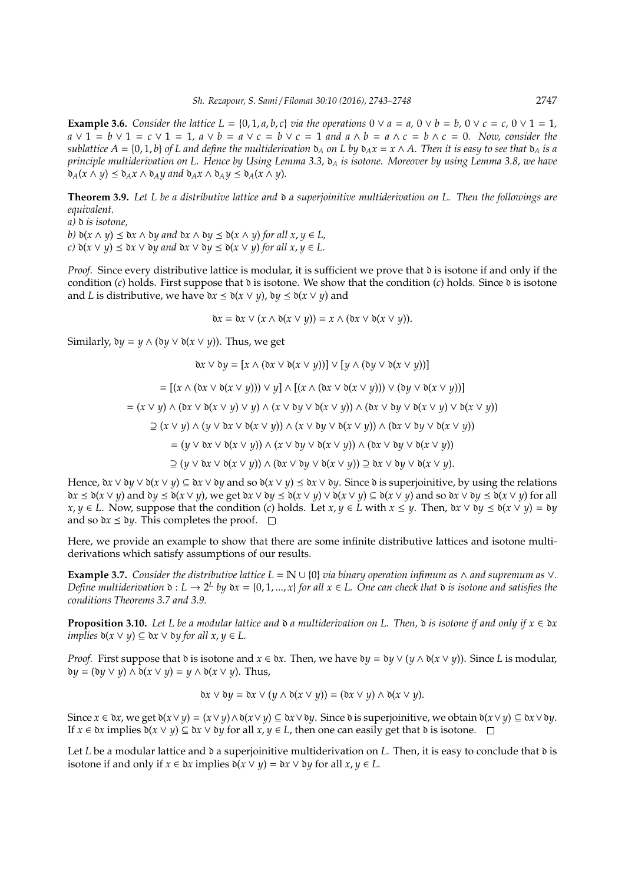**Example 3.6.** *Consider the lattice $L = \{0, 1, a, b, c\}$ via the operations $0 \vee a = a$, $0 \vee b = b$, $0 \vee c = c$, $0 \vee 1 = 1$, $a \vee 1 = b \vee 1 = c \vee 1 = 1$, $a \vee b = a \vee c = b \vee c = 1$ and $a \wedge b = a \wedge c = b \wedge c = 0$. Now, consider the sublattice $A = \{0, 1, b\}$ of $L$ and define the multiderivation $\mathfrak{d}_A$ on $L$ by $\mathfrak{d}_A x = x \wedge A$. Then it is easy to see that $\mathfrak{d}_A$ is a principle multiderivation on $L$. Hence by Using Lemma 3.3, $\mathfrak{d}_A$ is isotone. Moreover by using Lemma 3.8, we have $\mathfrak{d}_A(x \wedge y) \preceq \mathfrak{d}_A x \wedge \mathfrak{d}_A y$ and $\mathfrak{d}_A x \wedge \mathfrak{d}_A y \preceq \mathfrak{d}_A(x \wedge y)$.*

**Theorem 3.9.** *Let $L$ be a distributive lattice and $\mathfrak{d}$ a superjoinitive multiderivation on $L$. Then the followings are equivalent.*
*a) $\mathfrak{d}$ is isotone,*
*b) $\mathfrak{d}(x \wedge y) \preceq \mathfrak{d}x \wedge \mathfrak{d}y$ and $\mathfrak{d}x \wedge \mathfrak{d}y \preceq \mathfrak{d}(x \wedge y)$ for all $x, y \in L$,*
*c) $\mathfrak{d}(x \vee y) \preceq \mathfrak{d}x \vee \mathfrak{d}y$ and $\mathfrak{d}x \vee \mathfrak{d}y \preceq \mathfrak{d}(x \vee y)$ for all $x, y \in L$.*

*Proof.* Since every distributive lattice is modular, it is sufficient we prove that $\mathfrak{d}$ is isotone if and only if the condition $(c)$ holds. First suppose that $\mathfrak{d}$ is isotone. We show that the condition $(c)$ holds. Since $\mathfrak{d}$ is isotone and $L$ is distributive, we have $\mathfrak{d}x \preceq \mathfrak{d}(x \vee y)$, $\mathfrak{d}y \preceq \mathfrak{d}(x \vee y)$ and

$$\mathfrak{d}x = \mathfrak{d}x \vee (x \wedge \mathfrak{d}(x \vee y)) = x \wedge (\mathfrak{d}x \vee \mathfrak{d}(x \vee y)).$$

Similarly, $\mathfrak{d}y = y \wedge (\mathfrak{d}y \vee \mathfrak{d}(x \vee y))$. Thus, we get

$$\begin{aligned}
\mathfrak{d}x \vee \mathfrak{d}y &= [x \wedge (\mathfrak{d}x \vee \mathfrak{d}(x \vee y))] \vee [y \wedge (\mathfrak{d}y \vee \mathfrak{d}(x \vee y))] \\
&= [(x \wedge (\mathfrak{d}x \vee \mathfrak{d}(x \vee y))) \vee y] \wedge [(x \wedge (\mathfrak{d}x \vee \mathfrak{d}(x \vee y))) \vee (\mathfrak{d}y \vee \mathfrak{d}(x \vee y))] \\
&= (x \vee y) \wedge (\mathfrak{d}x \vee \mathfrak{d}(x \vee y) \vee y) \wedge (x \vee \mathfrak{d}y \vee \mathfrak{d}(x \vee y)) \wedge (\mathfrak{d}x \vee \mathfrak{d}y \vee \mathfrak{d}(x \vee y) \vee \mathfrak{d}(x \vee y)) \\
&\supseteq (x \vee y) \wedge (y \vee \mathfrak{d}x \vee \mathfrak{d}(x \vee y)) \wedge (x \vee \mathfrak{d}y \vee \mathfrak{d}(x \vee y)) \wedge (\mathfrak{d}x \vee \mathfrak{d}y \vee \mathfrak{d}(x \vee y)) \\
&= (y \vee \mathfrak{d}x \vee \mathfrak{d}(x \vee y)) \wedge (x \vee \mathfrak{d}y \vee \mathfrak{d}(x \vee y)) \wedge (\mathfrak{d}x \vee \mathfrak{d}y \vee \mathfrak{d}(x \vee y)) \\
&\supseteq (y \vee \mathfrak{d}x \vee \mathfrak{d}(x \vee y)) \wedge (\mathfrak{d}x \vee \mathfrak{d}y \vee \mathfrak{d}(x \vee y)) \supseteq \mathfrak{d}x \vee \mathfrak{d}y \vee \mathfrak{d}(x \vee y).
\end{aligned}$$

Hence, $\mathfrak{d}x \vee \mathfrak{d}y \vee \mathfrak{d}(x \vee y) \subseteq \mathfrak{d}x \vee \mathfrak{d}y$ and so $\mathfrak{d}(x \vee y) \preceq \mathfrak{d}x \vee \mathfrak{d}y$. Since $\mathfrak{d}$ is superjoinitive, by using the relations $\mathfrak{d}x \preceq \mathfrak{d}(x \vee y)$ and $\mathfrak{d}y \preceq \mathfrak{d}(x \vee y)$, we get $\mathfrak{d}x \vee \mathfrak{d}y \preceq \mathfrak{d}(x \vee y) \vee \mathfrak{d}(x \vee y) \subseteq \mathfrak{d}(x \vee y)$ and so $\mathfrak{d}x \vee \mathfrak{d}y \preceq \mathfrak{d}(x \vee y)$ for all $x, y \in L$. Now, suppose that the condition $(c)$ holds. Let $x, y \in L$ with $x \leq y$. Then, $\mathfrak{d}x \vee \mathfrak{d}y \preceq \mathfrak{d}(x \vee y) = \mathfrak{d}y$ and so $\mathfrak{d}x \preceq \mathfrak{d}y$. This completes the proof. $\square$

Here, we provide an example to show that there are some infinite distributive lattices and isotone multiderivations which satisfy assumptions of our results.

**Example 3.7.** *Consider the distributive lattice $L = \mathbb{N} \cup \{0\}$ via binary operation infimum as $\wedge$ and supremum as $\vee$. Define multiderivation $\mathfrak{d} : L \to 2^L$ by $\mathfrak{d}x = \{0, 1, ..., x\}$ for all $x \in L$. One can check that $\mathfrak{d}$ is isotone and satisfies the conditions Theorems 3.7 and 3.9.*

**Proposition 3.10.** *Let $L$ be a modular lattice and $\mathfrak{d}$ a multiderivation on $L$. Then, $\mathfrak{d}$ is isotone if and only if $x \in \mathfrak{d}x$ implies $\mathfrak{d}(x \vee y) \subseteq \mathfrak{d}x \vee \mathfrak{d}y$ for all $x, y \in L$.*

*Proof.* First suppose that $\mathfrak{d}$ is isotone and $x \in \mathfrak{d}x$. Then, we have $\mathfrak{d}y = \mathfrak{d}y \vee (y \wedge \mathfrak{d}(x \vee y))$. Since $L$ is modular, $\mathfrak{d}y = (\mathfrak{d}y \vee y) \wedge \mathfrak{d}(x \vee y) = y \wedge \mathfrak{d}(x \vee y)$. Thus,

$$\mathfrak{d}x \vee \mathfrak{d}y = \mathfrak{d}x \vee (y \wedge \mathfrak{d}(x \vee y)) = (\mathfrak{d}x \vee y) \wedge \mathfrak{d}(x \vee y).$$

Since $x \in \mathfrak{d}x$, we get $\mathfrak{d}(x \vee y) = (x \vee y) \wedge \mathfrak{d}(x \vee y) \subseteq \mathfrak{d}x \vee \mathfrak{d}y$. Since $\mathfrak{d}$ is superjoinitive, we obtain $\mathfrak{d}(x \vee y) \subseteq \mathfrak{d}x \vee \mathfrak{d}y$. If $x \in \mathfrak{d}x$ implies $\mathfrak{d}(x \vee y) \subseteq \mathfrak{d}x \vee \mathfrak{d}y$ for all $x, y \in L$, then one can easily get that $\mathfrak{d}$ is isotone. $\square$

Let $L$ be a modular lattice and $\mathfrak{d}$ a superjoinitive multiderivation on $L$. Then, it is easy to conclude that $\mathfrak{d}$ is isotone if and only if $x \in \mathfrak{d}x$ implies $\mathfrak{d}(x \vee y) = \mathfrak{d}x \vee \mathfrak{d}y$ for all $x, y \in L$.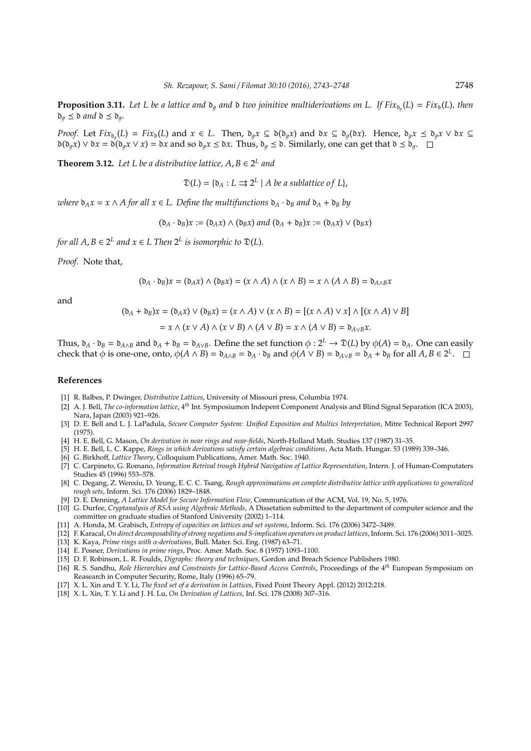**Proposition 3.11.** *Let $L$ be a lattice and $\mathfrak{d}_g$ and $\mathfrak{d}$ two joinitive multiderivations on $L$. If $Fix_{\mathfrak{d}_g}(L) = Fix_{\mathfrak{d}}(L)$, then $\mathfrak{d}_g \preceq \mathfrak{d}$ and $\mathfrak{d} \preceq \mathfrak{d}_g$.*

*Proof.* Let $Fix_{\mathfrak{d}_g}(L) = Fix_{\mathfrak{d}}(L)$ and $x \in L$. Then, $\mathfrak{d}_g x \subseteq \mathfrak{d}(\mathfrak{d}_g x)$ and $\mathfrak{d}x \subseteq \mathfrak{d}_g(\mathfrak{d}x)$. Hence, $\mathfrak{d}_g x \preceq \mathfrak{d}_g x \vee \mathfrak{d}x \subseteq \mathfrak{d}(\mathfrak{d}_g x) \vee \mathfrak{d}x = \mathfrak{d}(\mathfrak{d}_g x \vee x) = \mathfrak{d}x$ and so $\mathfrak{d}_g x \preceq \mathfrak{d}x$. Thus, $\mathfrak{d}_g \preceq \mathfrak{d}$. Similarly, one can get that $\mathfrak{d} \preceq \mathfrak{d}_g$. $\square$

**Theorem 3.12.** *Let $L$ be a distributive lattice, $A, B \in 2^L$ and*

$$\mathfrak{D}(L) = \{\mathfrak{d}_A : L \rightrightarrows 2^L \mid A \text{ be a sublattice of } L\},$$

*where $\mathfrak{d}_A x = x \wedge A$ for all $x \in L$. Define the multifunctions $\mathfrak{d}_A \cdot \mathfrak{d}_B$ and $\mathfrak{d}_A + \mathfrak{d}_B$ by*

$$(\mathfrak{d}_A \cdot \mathfrak{d}_B)x := (\mathfrak{d}_A x) \wedge (\mathfrak{d}_B x) \text{ and } (\mathfrak{d}_A + \mathfrak{d}_B)x := (\mathfrak{d}_A x) \vee (\mathfrak{d}_B x)$$

*for all $A, B \in 2^L$ and $x \in L$ Then $2^L$ is isomorphic to $\mathfrak{D}(L)$.*

*Proof.* Note that,

$$(\mathfrak{d}_A \cdot \mathfrak{d}_B)x = (\mathfrak{d}_A x) \wedge (\mathfrak{d}_B x) = (x \wedge A) \wedge (x \wedge B) = x \wedge (A \wedge B) = \mathfrak{d}_{A \wedge B} x$$

and

$$(\mathfrak{d}_A + \mathfrak{d}_B)x = (\mathfrak{d}_A x) \vee (\mathfrak{d}_B x) = (x \wedge A) \vee (x \wedge B) = [(x \wedge A) \vee x] \wedge [(x \wedge A) \vee B]$$

$$= x \wedge (x \vee A) \wedge (x \vee B) \wedge (A \vee B) = x \wedge (A \vee B) = \mathfrak{d}_{A \vee B} x.$$

Thus, $\mathfrak{d}_A \cdot \mathfrak{d}_B = \mathfrak{d}_{A \wedge B}$ and $\mathfrak{d}_A + \mathfrak{d}_B = \mathfrak{d}_{A \vee B}$. Define the set function $\phi : 2^L \to \mathfrak{D}(L)$ by $\phi(A) = \mathfrak{d}_A$. One can easily check that $\phi$ is one-one, onto, $\phi(A \wedge B) = \mathfrak{d}_{A \wedge B} = \mathfrak{d}_A \cdot \mathfrak{d}_B$ and $\phi(A \vee B) = \mathfrak{d}_{A \vee B} = \mathfrak{d}_A + \mathfrak{d}_B$ for all $A, B \in 2^L$. $\square$

## References

[1] R. Balbes, P. Dwinger, *Distributive Lattices*, University of Missouri press, Columbia 1974.

[2] A. J. Bell, *The co-information lattice*, 4th Int. Symposiumon Indepent Component Analysis and Blind Signal Separation (ICA 2003), Nara, Japan (2003) 921–926.

[3] D. E. Bell and L. J. LaPadula, *Secure Computer System: Unified Exposition and Multics Interpretation*, Mitre Technical Report 2997 (1975).

[4] H. E. Bell, G. Mason, *On derivation in near rings and near-fields*, North-Holland Math. Studies 137 (1987) 31–35.

[5] H. E. Bell, L. C. Kappe, *Rings in which derivations satisfy certain algebraic conditions*, Acta Math. Hungar. 53 (1989) 339–346.

[6] G. Birkhoff, *Lattice Theory*, Colloquium Publications, Amer. Math. Soc. 1940.

[7] C. Carpineto, G. Romano, *Information Retrival trough Hybrid Navigation of Lattice Representation*, Intern. J. of Human-Computaters Studies 45 (1996) 553–578.

[8] C. Degang, Z. Wenxiu, D. Yeung, E. C. C. Tsang, *Rough approximations on complete distributive lattice with applications to generalized rough sets*, Inform. Sci. 176 (2006) 1829–1848.

[9] D. E. Denning, *A Lattice Model for Secure Information Flow*, Communication of the ACM, Vol. 19, No. 5, 1976.

[10] G. Durfee, *Cryptanalysis of RSA using Algebraic Methods*, A Dissetation submitted to the department of computer science and the committee on graduate studies of Stanford University (2002) 1–114.

[11] A. Honda, M. Grabisch, *Entropy of capacities on lattices and set systems*, Inform. Sci. 176 (2006) 3472–3489.

[12] F. Karacal, *On direct decomposability of strong negations and S-implication operators on product lattices*, Inform. Sci. 176 (2006) 3011–3025.

[13] K. Kaya, *Prime rings with α-derivations*, Bull. Mater. Sci. Eng. (1987) 63–71.

[14] E. Posner, *Derivations in prime rings*, Proc. Amer. Math. Soc. 8 (1957) 1093–1100.

[15] D. F. Robinson, L. R. Foulds, *Digraphs: theory and techniques*, Gordon and Breach Science Publishers 1980.

[16] R. S. Sandhu, *Role Hierarchies and Constraints for Lattice-Based Access Controls*, Proceedings of the 4th European Symposium on Reasearch in Computer Security, Rome, Italy (1996) 65–79.

[17] X. L. Xin and T. Y. Li, *The fixed set of a derivation in Lattices*, Fixed Point Theory Appl. (2012) 2012:218.

[18] X. L. Xin, T. Y. Li and J. H. Lu, *On Derivation of Lattices*, Inf. Sci. 178 (2008) 307–316.